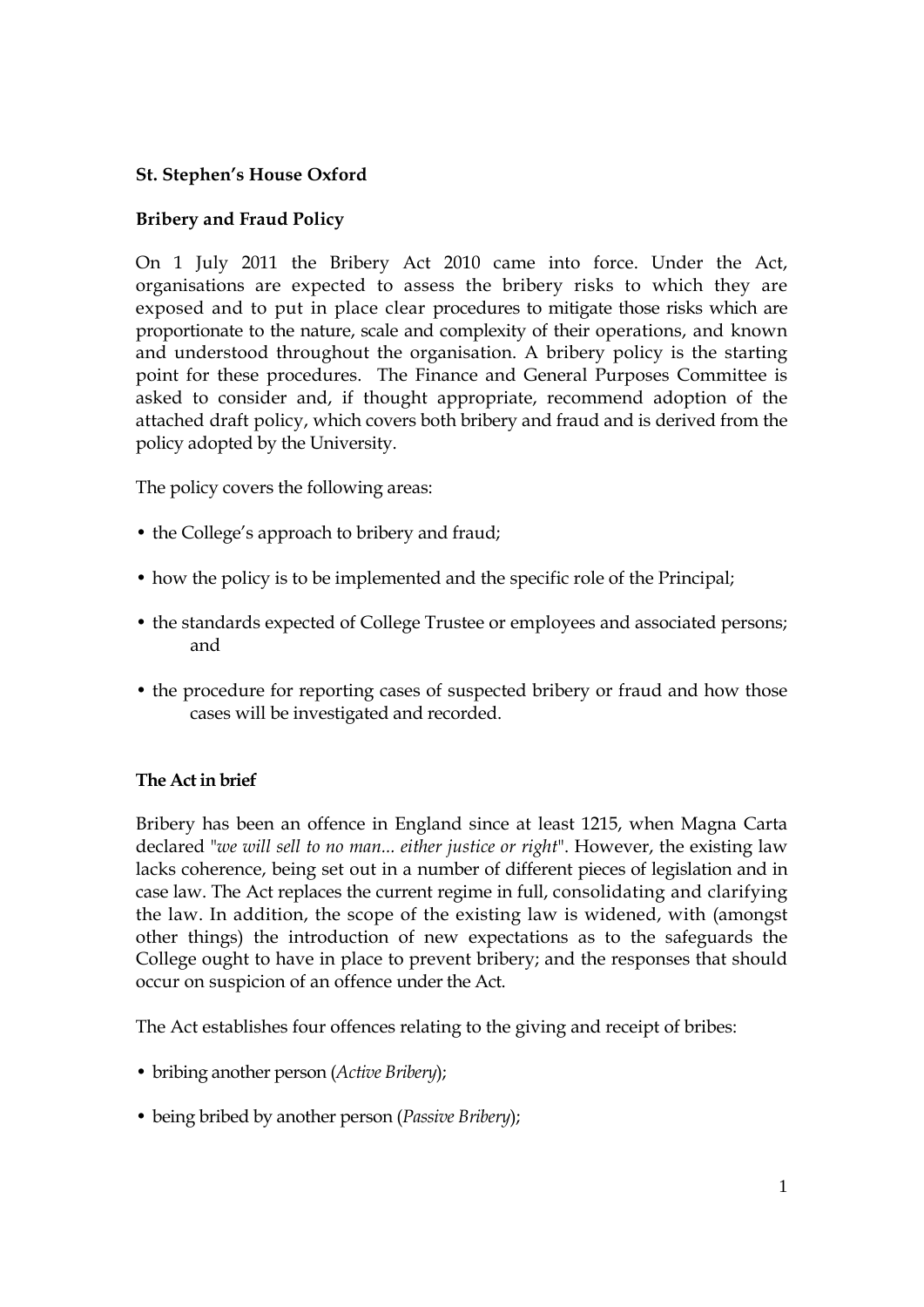**St. Stephen's House Oxford**

**Bribery and Fraud Policy**

On 1 July 2011 the Bribery Act 2010 came into force. Under the Act, organisations are expected to assess the bribery risks to which they are exposed and to put in place clear procedures to mitigate those risks which are proportionate to the nature, scale and complexity of their operations, and known and understood throughout the organisation. A bribery policy is the starting point for these procedures. The Finance and General Purposes Committee is asked to consider and, if thought appropriate, recommend adoption of the attached draft policy, which covers both bribery and fraud and is derived from the policy adopted by the University.

The policy covers the following areas:

- the College's approach to bribery and fraud;
- how the policy is to be implemented and the specific role of the Principal;
- the standards expected of College Trustee or employees and associated persons; and
- the procedure for reporting cases of suspected bribery or fraud and how those cases will be investigated and recorded.

**The Act in brief**

Bribery has been an offence in England since at least 1215, when Magna Carta declared "*we will sell to no man... either justice or right*". However, the existing law lacks coherence, being set out in a number of different pieces of legislation and in case law. The Act replaces the current regime in full, consolidating and clarifying the law. In addition, the scope of the existing law is widened, with (amongst other things) the introduction of new expectations as to the safeguards the College ought to have in place to prevent bribery; and the responses that should occur on suspicion of an offence under the Act.

The Act establishes four offences relating to the giving and receipt of bribes:

- bribing another person (*Active Bribery*);
- being bribed by another person (*Passive Bribery*);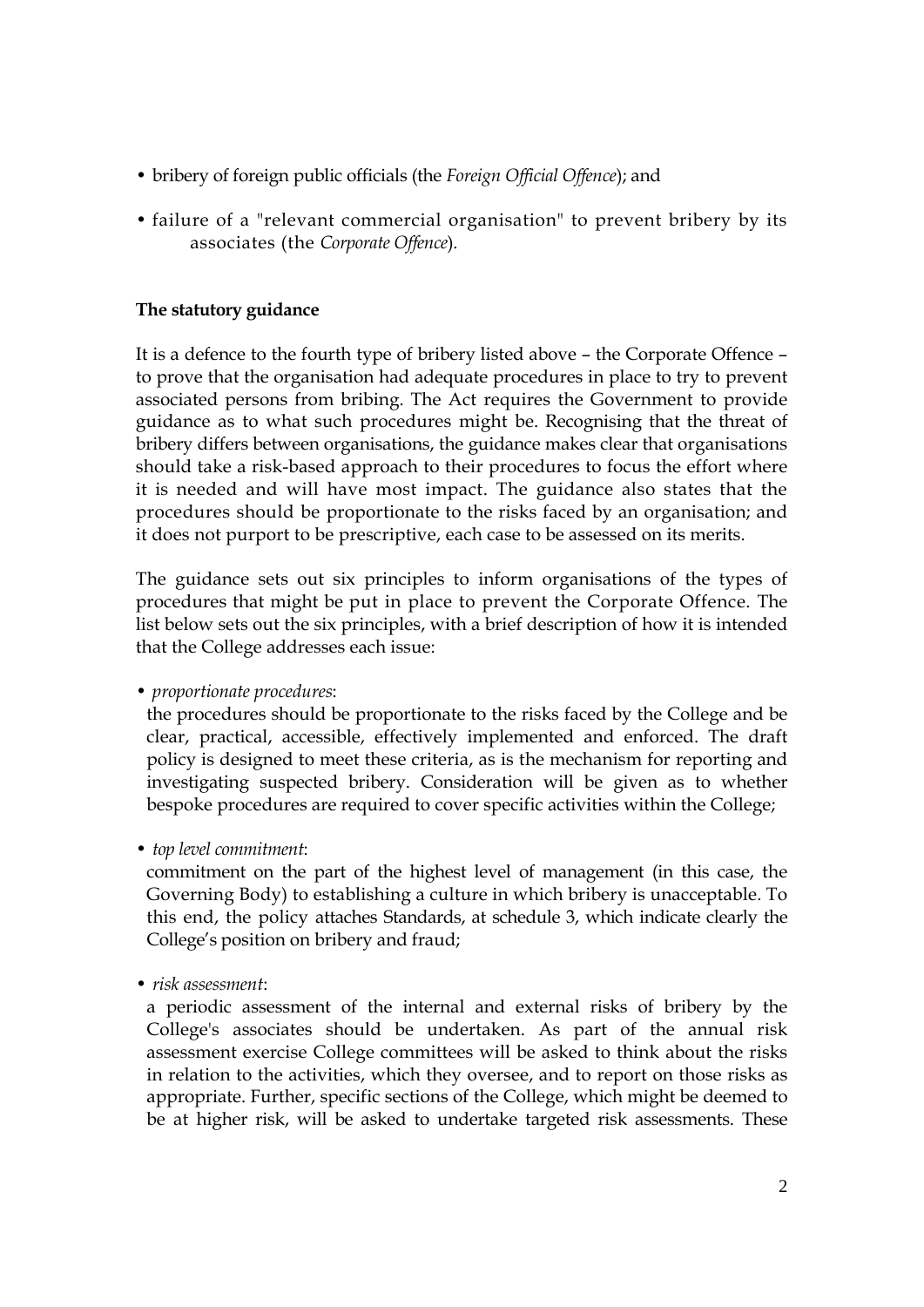- bribery of foreign public officials (the *Foreign Official Offence*); and
- failure of a "relevant commercial organisation" to prevent bribery by its associates (the *Corporate Offence*).

**The statutory guidance**

It is a defence to the fourth type of bribery listed above – the Corporate Offence – to prove that the organisation had adequate procedures in place to try to prevent associated persons from bribing. The Act requires the Government to provide guidance as to what such procedures might be. Recognising that the threat of bribery differs between organisations, the guidance makes clear that organisations should take a risk-based approach to their procedures to focus the effort where it is needed and will have most impact. The guidance also states that the procedures should be proportionate to the risks faced by an organisation; and it does not purport to be prescriptive, each case to be assessed on its merits.

The guidance sets out six principles to inform organisations of the types of procedures that might be put in place to prevent the Corporate Offence. The list below sets out the six principles, with a brief description of how it is intended that the College addresses each issue:

- *proportionate procedures*:
  the procedures should be proportionate to the risks faced by the College and be clear, practical, accessible, effectively implemented and enforced. The draft policy is designed to meet these criteria, as is the mechanism for reporting and investigating suspected bribery. Consideration will be given as to whether bespoke procedures are required to cover specific activities within the College;

- *top level commitment*:
  commitment on the part of the highest level of management (in this case, the Governing Body) to establishing a culture in which bribery is unacceptable. To this end, the policy attaches Standards, at schedule 3, which indicate clearly the College's position on bribery and fraud;

- *risk assessment*:
  a periodic assessment of the internal and external risks of bribery by the College's associates should be undertaken. As part of the annual risk assessment exercise College committees will be asked to think about the risks in relation to the activities, which they oversee, and to report on those risks as appropriate. Further, specific sections of the College, which might be deemed to be at higher risk, will be asked to undertake targeted risk assessments. These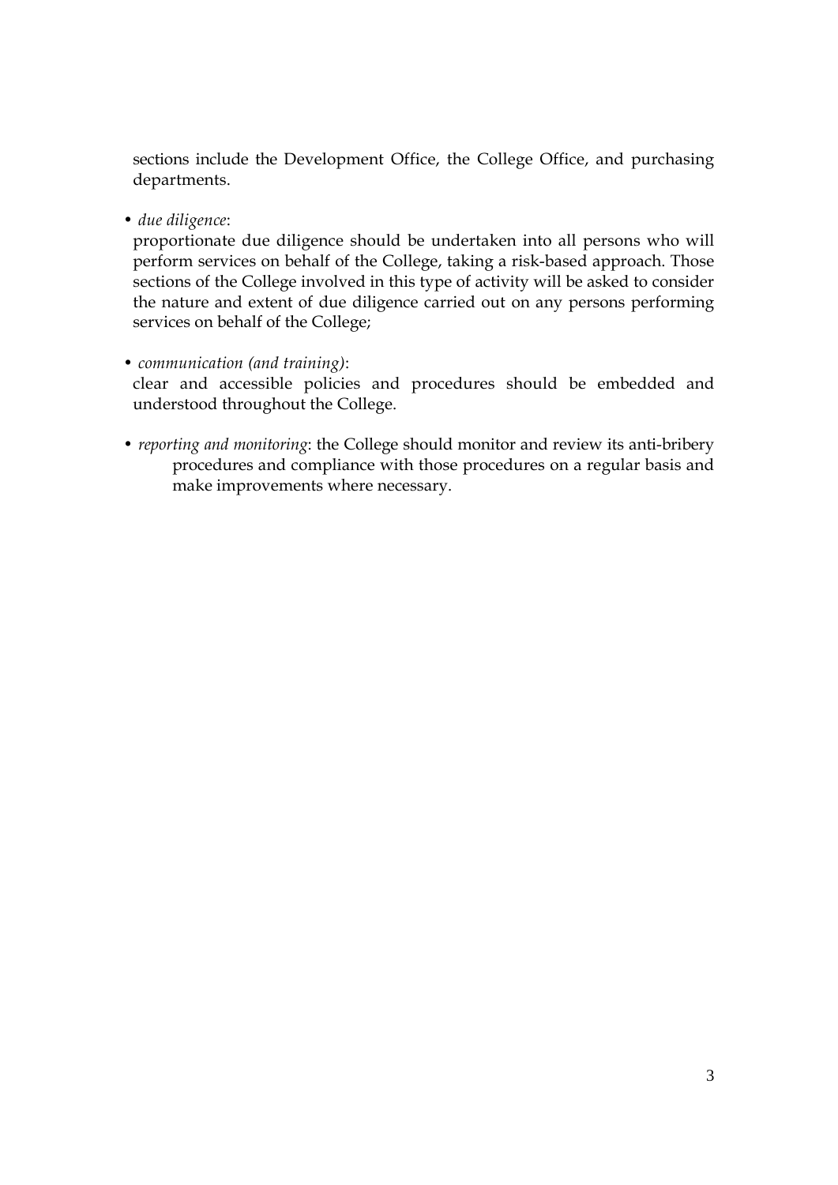sections include the Development Office, the College Office, and purchasing departments.

- *due diligence*:
  proportionate due diligence should be undertaken into all persons who will perform services on behalf of the College, taking a risk-based approach. Those sections of the College involved in this type of activity will be asked to consider the nature and extent of due diligence carried out on any persons performing services on behalf of the College;

- *communication (and training)*:
  clear and accessible policies and procedures should be embedded and understood throughout the College.

- *reporting and monitoring*: the College should monitor and review its anti-bribery procedures and compliance with those procedures on a regular basis and make improvements where necessary.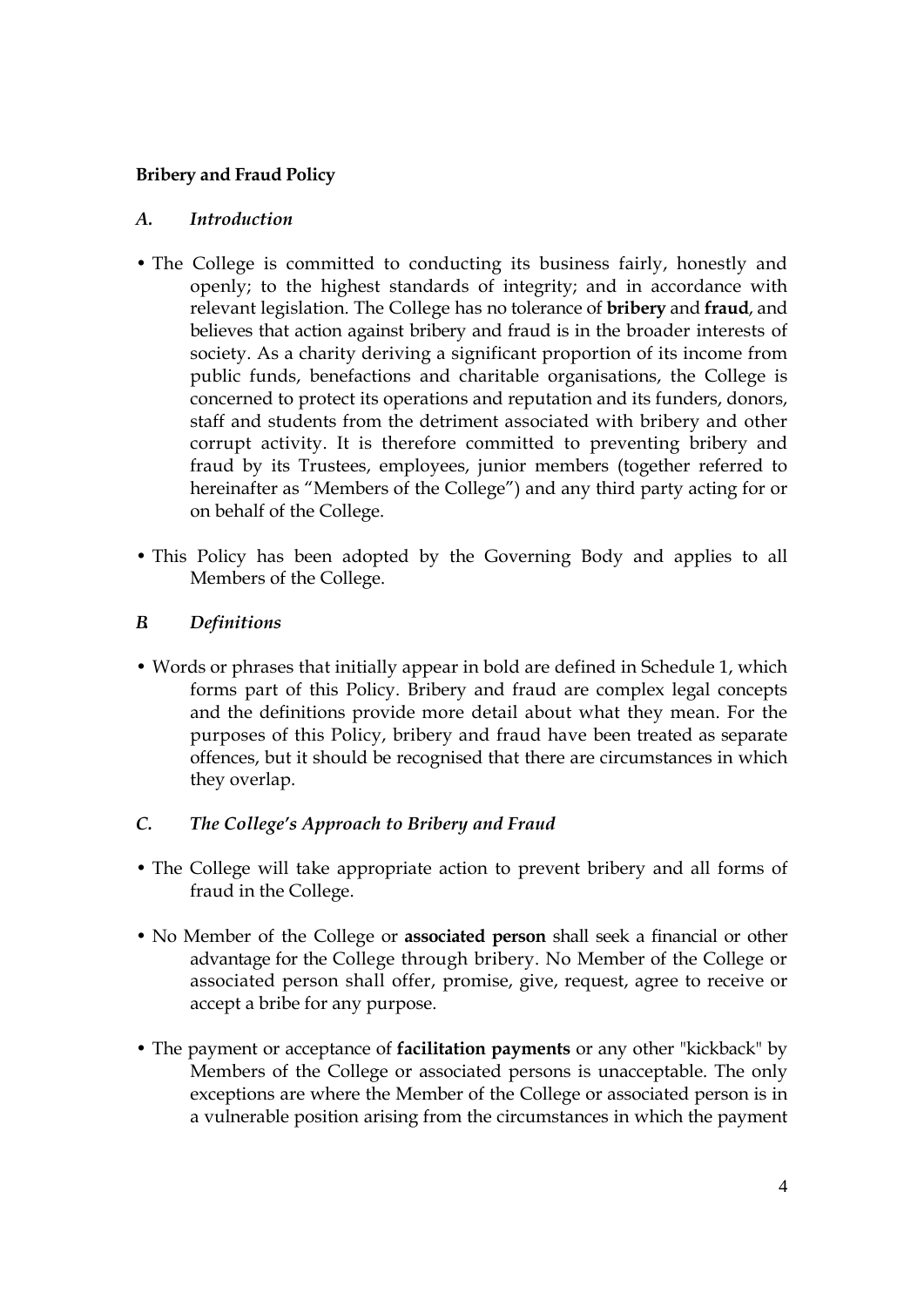**Bribery and Fraud Policy**

### *A. Introduction*

- The College is committed to conducting its business fairly, honestly and openly; to the highest standards of integrity; and in accordance with relevant legislation. The College has no tolerance of **bribery** and **fraud**, and believes that action against bribery and fraud is in the broader interests of society. As a charity deriving a significant proportion of its income from public funds, benefactions and charitable organisations, the College is concerned to protect its operations and reputation and its funders, donors, staff and students from the detriment associated with bribery and other corrupt activity. It is therefore committed to preventing bribery and fraud by its Trustees, employees, junior members (together referred to hereinafter as "Members of the College") and any third party acting for or on behalf of the College.

- This Policy has been adopted by the Governing Body and applies to all Members of the College.

### *B Definitions*

- Words or phrases that initially appear in bold are defined in Schedule 1, which forms part of this Policy. Bribery and fraud are complex legal concepts and the definitions provide more detail about what they mean. For the purposes of this Policy, bribery and fraud have been treated as separate offences, but it should be recognised that there are circumstances in which they overlap.

### *C. The College's Approach to Bribery and Fraud*

- The College will take appropriate action to prevent bribery and all forms of fraud in the College.

- No Member of the College or **associated person** shall seek a financial or other advantage for the College through bribery. No Member of the College or associated person shall offer, promise, give, request, agree to receive or accept a bribe for any purpose.

- The payment or acceptance of **facilitation payments** or any other "kickback" by Members of the College or associated persons is unacceptable. The only exceptions are where the Member of the College or associated person is in a vulnerable position arising from the circumstances in which the payment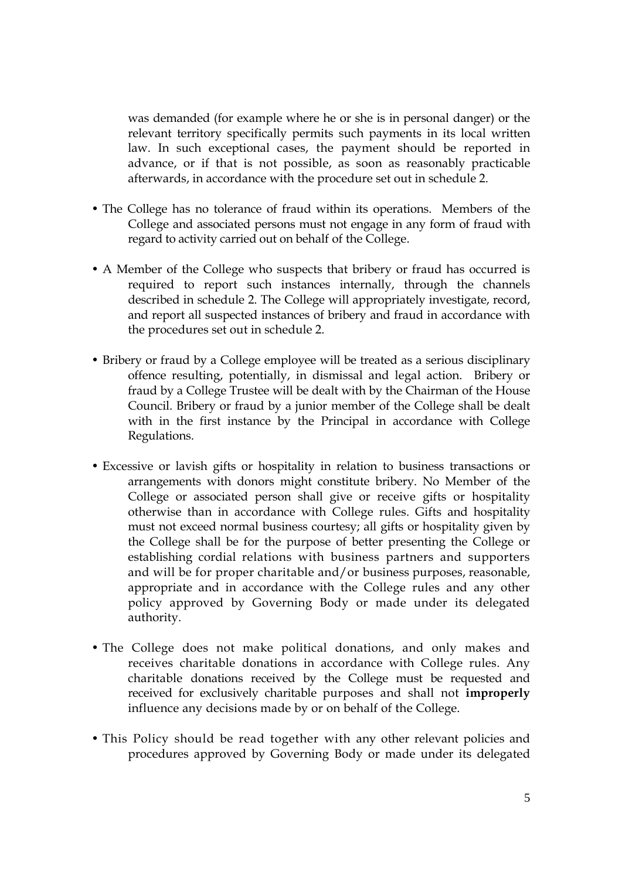was demanded (for example where he or she is in personal danger) or the relevant territory specifically permits such payments in its local written law. In such exceptional cases, the payment should be reported in advance, or if that is not possible, as soon as reasonably practicable afterwards, in accordance with the procedure set out in schedule 2.

- The College has no tolerance of fraud within its operations. Members of the College and associated persons must not engage in any form of fraud with regard to activity carried out on behalf of the College.

- A Member of the College who suspects that bribery or fraud has occurred is required to report such instances internally, through the channels described in schedule 2. The College will appropriately investigate, record, and report all suspected instances of bribery and fraud in accordance with the procedures set out in schedule 2.

- Bribery or fraud by a College employee will be treated as a serious disciplinary offence resulting, potentially, in dismissal and legal action. Bribery or fraud by a College Trustee will be dealt with by the Chairman of the House Council. Bribery or fraud by a junior member of the College shall be dealt with in the first instance by the Principal in accordance with College Regulations.

- Excessive or lavish gifts or hospitality in relation to business transactions or arrangements with donors might constitute bribery. No Member of the College or associated person shall give or receive gifts or hospitality otherwise than in accordance with College rules. Gifts and hospitality must not exceed normal business courtesy; all gifts or hospitality given by the College shall be for the purpose of better presenting the College or establishing cordial relations with business partners and supporters and will be for proper charitable and/or business purposes, reasonable, appropriate and in accordance with the College rules and any other policy approved by Governing Body or made under its delegated authority.

- The College does not make political donations, and only makes and receives charitable donations in accordance with College rules. Any charitable donations received by the College must be requested and received for exclusively charitable purposes and shall not **improperly** influence any decisions made by or on behalf of the College.

- This Policy should be read together with any other relevant policies and procedures approved by Governing Body or made under its delegated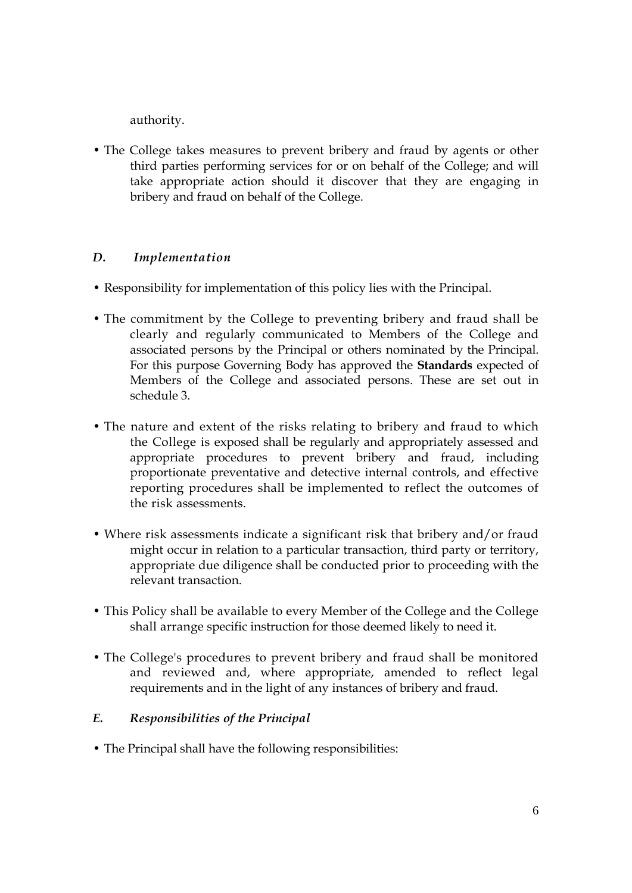authority.

- The College takes measures to prevent bribery and fraud by agents or other third parties performing services for or on behalf of the College; and will take appropriate action should it discover that they are engaging in bribery and fraud on behalf of the College.

### *D. Implementation*

- Responsibility for implementation of this policy lies with the Principal.
- The commitment by the College to preventing bribery and fraud shall be clearly and regularly communicated to Members of the College and associated persons by the Principal or others nominated by the Principal. For this purpose Governing Body has approved the **Standards** expected of Members of the College and associated persons. These are set out in schedule 3.
- The nature and extent of the risks relating to bribery and fraud to which the College is exposed shall be regularly and appropriately assessed and appropriate procedures to prevent bribery and fraud, including proportionate preventative and detective internal controls, and effective reporting procedures shall be implemented to reflect the outcomes of the risk assessments.
- Where risk assessments indicate a significant risk that bribery and/or fraud might occur in relation to a particular transaction, third party or territory, appropriate due diligence shall be conducted prior to proceeding with the relevant transaction.
- This Policy shall be available to every Member of the College and the College shall arrange specific instruction for those deemed likely to need it.
- The College's procedures to prevent bribery and fraud shall be monitored and reviewed and, where appropriate, amended to reflect legal requirements and in the light of any instances of bribery and fraud.

### *E. Responsibilities of the Principal*

- The Principal shall have the following responsibilities: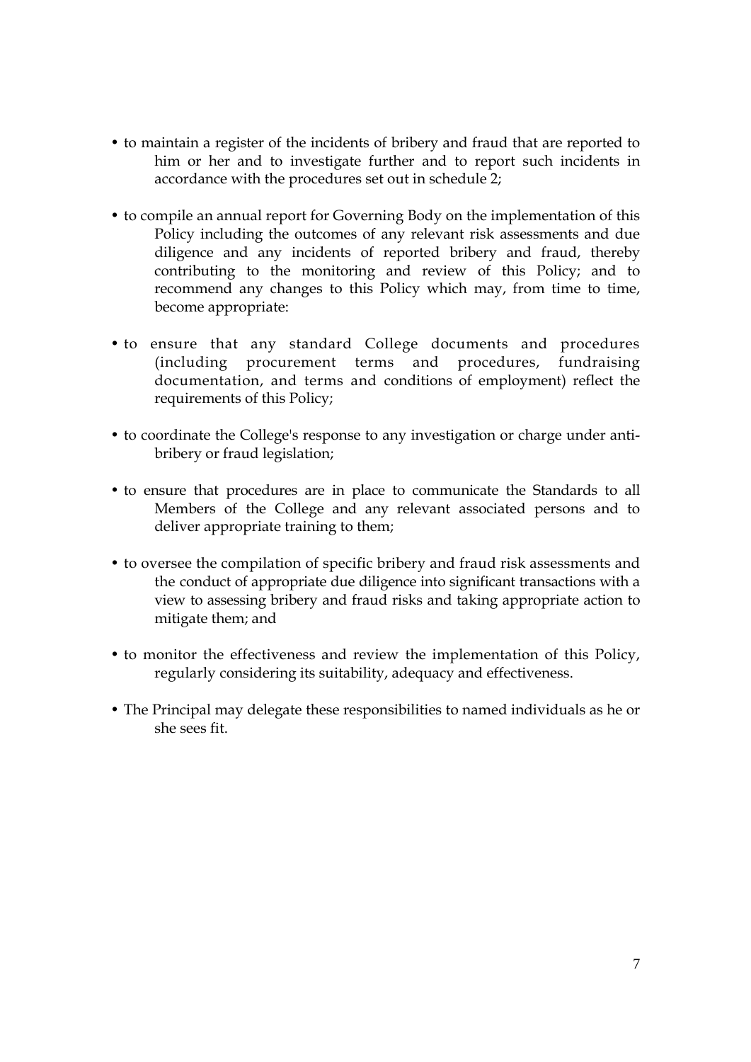- to maintain a register of the incidents of bribery and fraud that are reported to him or her and to investigate further and to report such incidents in accordance with the procedures set out in schedule 2;
- to compile an annual report for Governing Body on the implementation of this Policy including the outcomes of any relevant risk assessments and due diligence and any incidents of reported bribery and fraud, thereby contributing to the monitoring and review of this Policy; and to recommend any changes to this Policy which may, from time to time, become appropriate:
- to ensure that any standard College documents and procedures (including procurement terms and procedures, fundraising documentation, and terms and conditions of employment) reflect the requirements of this Policy;
- to coordinate the College's response to any investigation or charge under anti-bribery or fraud legislation;
- to ensure that procedures are in place to communicate the Standards to all Members of the College and any relevant associated persons and to deliver appropriate training to them;
- to oversee the compilation of specific bribery and fraud risk assessments and the conduct of appropriate due diligence into significant transactions with a view to assessing bribery and fraud risks and taking appropriate action to mitigate them; and
- to monitor the effectiveness and review the implementation of this Policy, regularly considering its suitability, adequacy and effectiveness.
- The Principal may delegate these responsibilities to named individuals as he or she sees fit.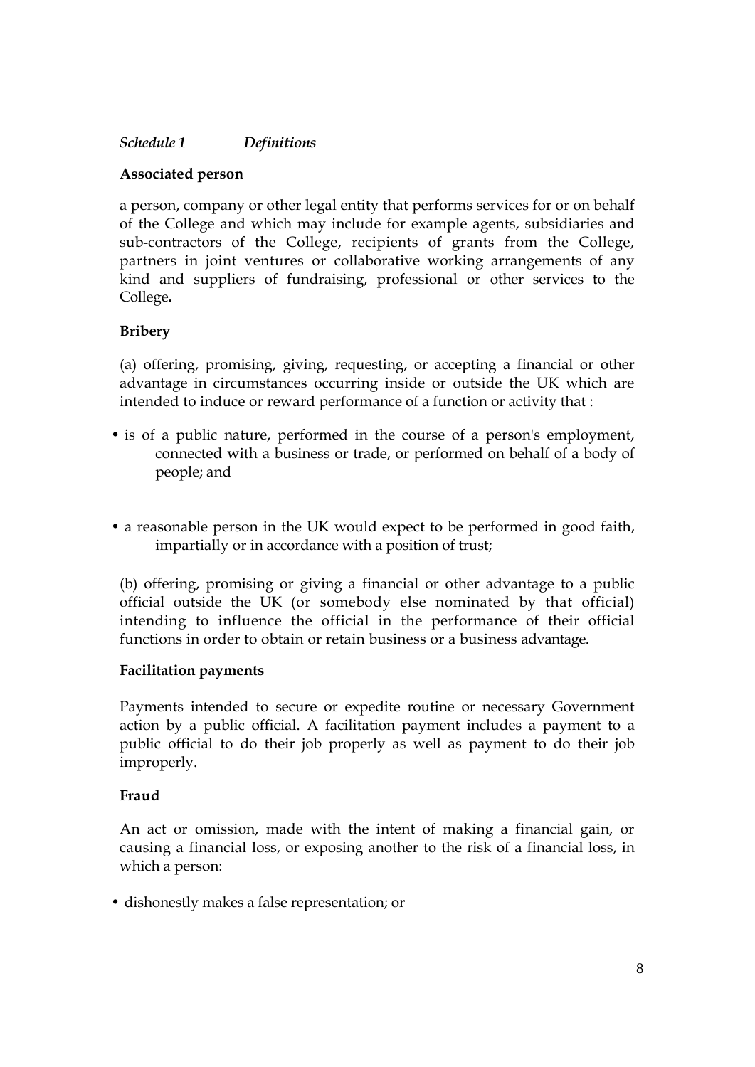*Schedule 1 Definitions*

**Associated person**

a person, company or other legal entity that performs services for or on behalf of the College and which may include for example agents, subsidiaries and sub-contractors of the College, recipients of grants from the College, partners in joint ventures or collaborative working arrangements of any kind and suppliers of fundraising, professional or other services to the College**.**

**Bribery**

(a) offering, promising, giving, requesting, or accepting a financial or other advantage in circumstances occurring inside or outside the UK which are intended to induce or reward performance of a function or activity that :

- is of a public nature, performed in the course of a person's employment, connected with a business or trade, or performed on behalf of a body of people; and
- a reasonable person in the UK would expect to be performed in good faith, impartially or in accordance with a position of trust;

(b) offering, promising or giving a financial or other advantage to a public official outside the UK (or somebody else nominated by that official) intending to influence the official in the performance of their official functions in order to obtain or retain business or a business advantage.

**Facilitation payments**

Payments intended to secure or expedite routine or necessary Government action by a public official. A facilitation payment includes a payment to a public official to do their job properly as well as payment to do their job improperly.

**Fraud**

An act or omission, made with the intent of making a financial gain, or causing a financial loss, or exposing another to the risk of a financial loss, in which a person:

- dishonestly makes a false representation; or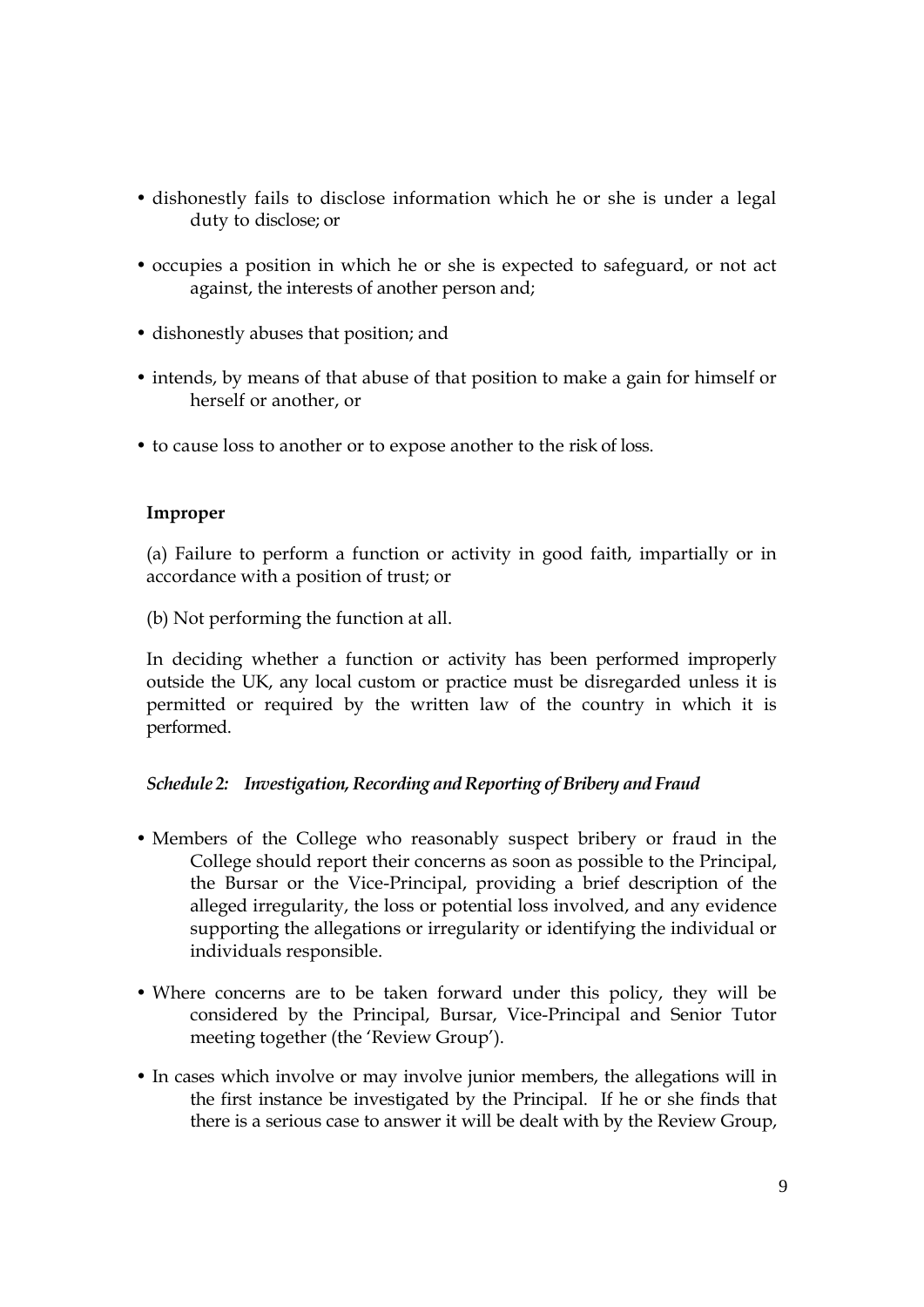- dishonestly fails to disclose information which he or she is under a legal duty to disclose; or
- occupies a position in which he or she is expected to safeguard, or not act against, the interests of another person and;
- dishonestly abuses that position; and
- intends, by means of that abuse of that position to make a gain for himself or herself or another, or
- to cause loss to another or to expose another to the risk of loss.

**Improper**

(a) Failure to perform a function or activity in good faith, impartially or in accordance with a position of trust; or

(b) Not performing the function at all.

In deciding whether a function or activity has been performed improperly outside the UK, any local custom or practice must be disregarded unless it is permitted or required by the written law of the country in which it is performed.

***Schedule 2: Investigation, Recording and Reporting of Bribery and Fraud***

- Members of the College who reasonably suspect bribery or fraud in the College should report their concerns as soon as possible to the Principal, the Bursar or the Vice-Principal, providing a brief description of the alleged irregularity, the loss or potential loss involved, and any evidence supporting the allegations or irregularity or identifying the individual or individuals responsible.
- Where concerns are to be taken forward under this policy, they will be considered by the Principal, Bursar, Vice-Principal and Senior Tutor meeting together (the 'Review Group').
- In cases which involve or may involve junior members, the allegations will in the first instance be investigated by the Principal. If he or she finds that there is a serious case to answer it will be dealt with by the Review Group,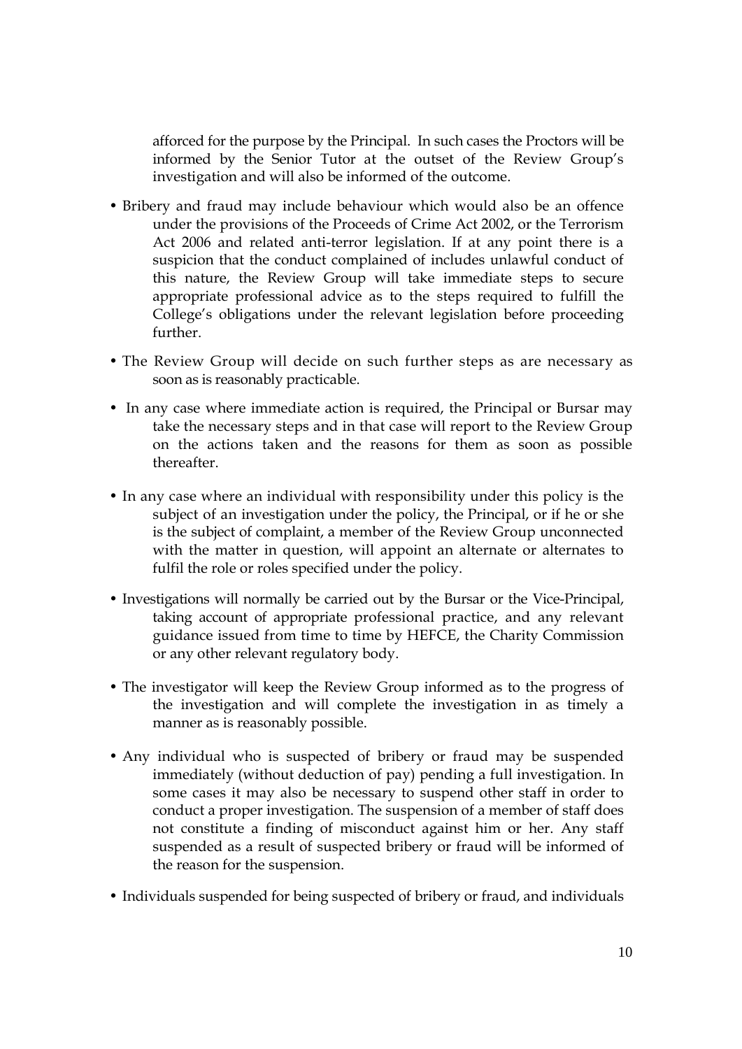afforced for the purpose by the Principal. In such cases the Proctors will be informed by the Senior Tutor at the outset of the Review Group's investigation and will also be informed of the outcome.

- Bribery and fraud may include behaviour which would also be an offence under the provisions of the Proceeds of Crime Act 2002, or the Terrorism Act 2006 and related anti-terror legislation. If at any point there is a suspicion that the conduct complained of includes unlawful conduct of this nature, the Review Group will take immediate steps to secure appropriate professional advice as to the steps required to fulfill the College's obligations under the relevant legislation before proceeding further.
- The Review Group will decide on such further steps as are necessary as soon as is reasonably practicable.
- In any case where immediate action is required, the Principal or Bursar may take the necessary steps and in that case will report to the Review Group on the actions taken and the reasons for them as soon as possible thereafter.
- In any case where an individual with responsibility under this policy is the subject of an investigation under the policy, the Principal, or if he or she is the subject of complaint, a member of the Review Group unconnected with the matter in question, will appoint an alternate or alternates to fulfil the role or roles specified under the policy.
- Investigations will normally be carried out by the Bursar or the Vice-Principal, taking account of appropriate professional practice, and any relevant guidance issued from time to time by HEFCE, the Charity Commission or any other relevant regulatory body.
- The investigator will keep the Review Group informed as to the progress of the investigation and will complete the investigation in as timely a manner as is reasonably possible.
- Any individual who is suspected of bribery or fraud may be suspended immediately (without deduction of pay) pending a full investigation. In some cases it may also be necessary to suspend other staff in order to conduct a proper investigation. The suspension of a member of staff does not constitute a finding of misconduct against him or her. Any staff suspended as a result of suspected bribery or fraud will be informed of the reason for the suspension.
- Individuals suspended for being suspected of bribery or fraud, and individuals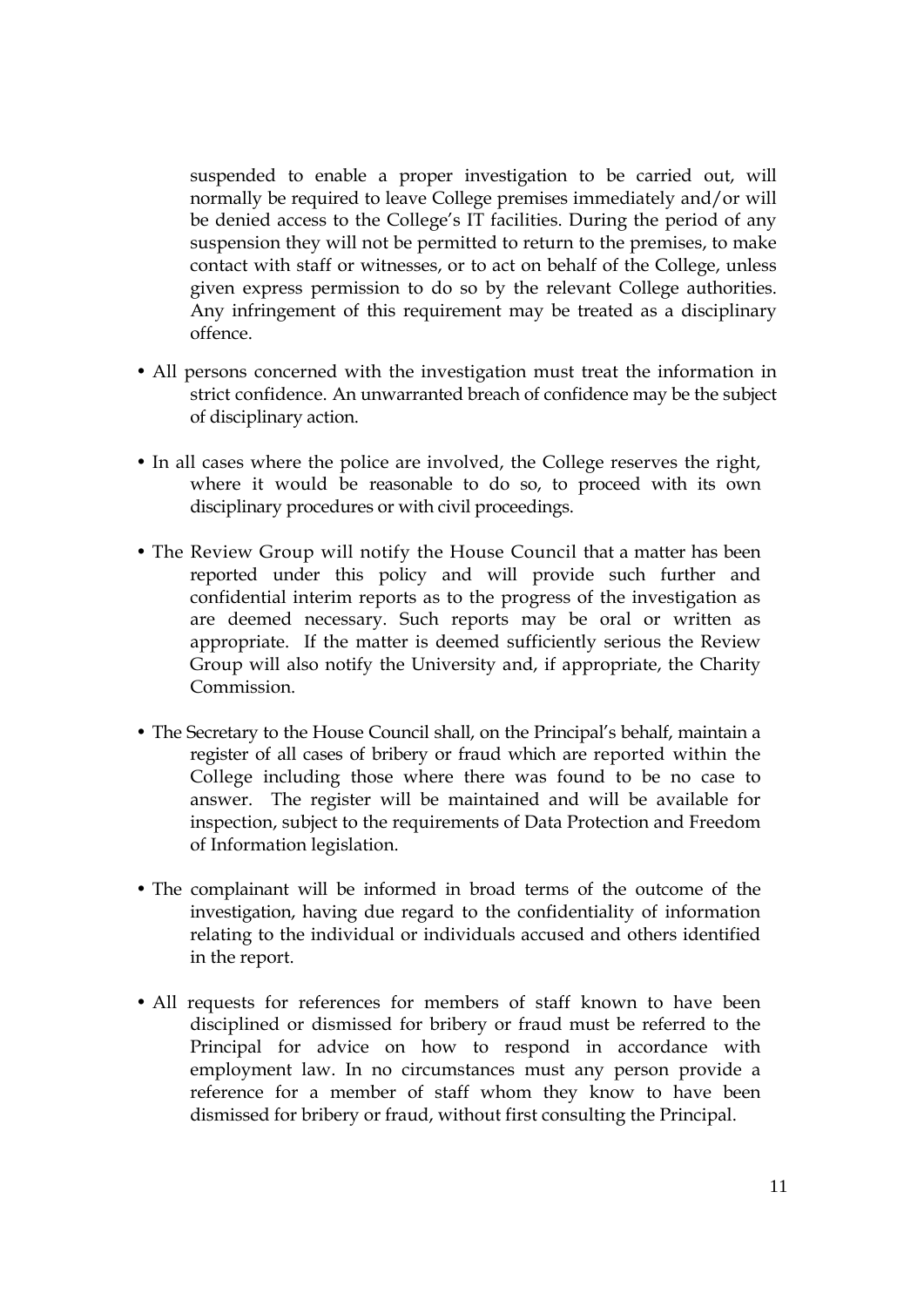suspended to enable a proper investigation to be carried out, will normally be required to leave College premises immediately and/or will be denied access to the College's IT facilities. During the period of any suspension they will not be permitted to return to the premises, to make contact with staff or witnesses, or to act on behalf of the College, unless given express permission to do so by the relevant College authorities. Any infringement of this requirement may be treated as a disciplinary offence.

- All persons concerned with the investigation must treat the information in strict confidence. An unwarranted breach of confidence may be the subject of disciplinary action.

- In all cases where the police are involved, the College reserves the right, where it would be reasonable to do so, to proceed with its own disciplinary procedures or with civil proceedings.

- The Review Group will notify the House Council that a matter has been reported under this policy and will provide such further and confidential interim reports as to the progress of the investigation as are deemed necessary. Such reports may be oral or written as appropriate. If the matter is deemed sufficiently serious the Review Group will also notify the University and, if appropriate, the Charity Commission.

- The Secretary to the House Council shall, on the Principal's behalf, maintain a register of all cases of bribery or fraud which are reported within the College including those where there was found to be no case to answer. The register will be maintained and will be available for inspection, subject to the requirements of Data Protection and Freedom of Information legislation.

- The complainant will be informed in broad terms of the outcome of the investigation, having due regard to the confidentiality of information relating to the individual or individuals accused and others identified in the report.

- All requests for references for members of staff known to have been disciplined or dismissed for bribery or fraud must be referred to the Principal for advice on how to respond in accordance with employment law. In no circumstances must any person provide a reference for a member of staff whom they know to have been dismissed for bribery or fraud, without first consulting the Principal.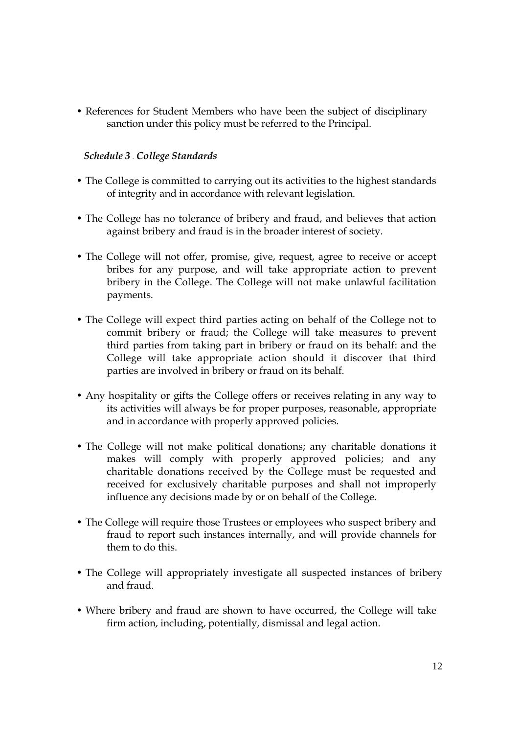- References for Student Members who have been the subject of disciplinary sanction under this policy must be referred to the Principal.

### *Schedule 3 - College Standards*

- The College is committed to carrying out its activities to the highest standards of integrity and in accordance with relevant legislation.
- The College has no tolerance of bribery and fraud, and believes that action against bribery and fraud is in the broader interest of society.
- The College will not offer, promise, give, request, agree to receive or accept bribes for any purpose, and will take appropriate action to prevent bribery in the College. The College will not make unlawful facilitation payments.
- The College will expect third parties acting on behalf of the College not to commit bribery or fraud; the College will take measures to prevent third parties from taking part in bribery or fraud on its behalf: and the College will take appropriate action should it discover that third parties are involved in bribery or fraud on its behalf.
- Any hospitality or gifts the College offers or receives relating in any way to its activities will always be for proper purposes, reasonable, appropriate and in accordance with properly approved policies.
- The College will not make political donations; any charitable donations it makes will comply with properly approved policies; and any charitable donations received by the College must be requested and received for exclusively charitable purposes and shall not improperly influence any decisions made by or on behalf of the College.
- The College will require those Trustees or employees who suspect bribery and fraud to report such instances internally, and will provide channels for them to do this.
- The College will appropriately investigate all suspected instances of bribery and fraud.
- Where bribery and fraud are shown to have occurred, the College will take firm action, including, potentially, dismissal and legal action.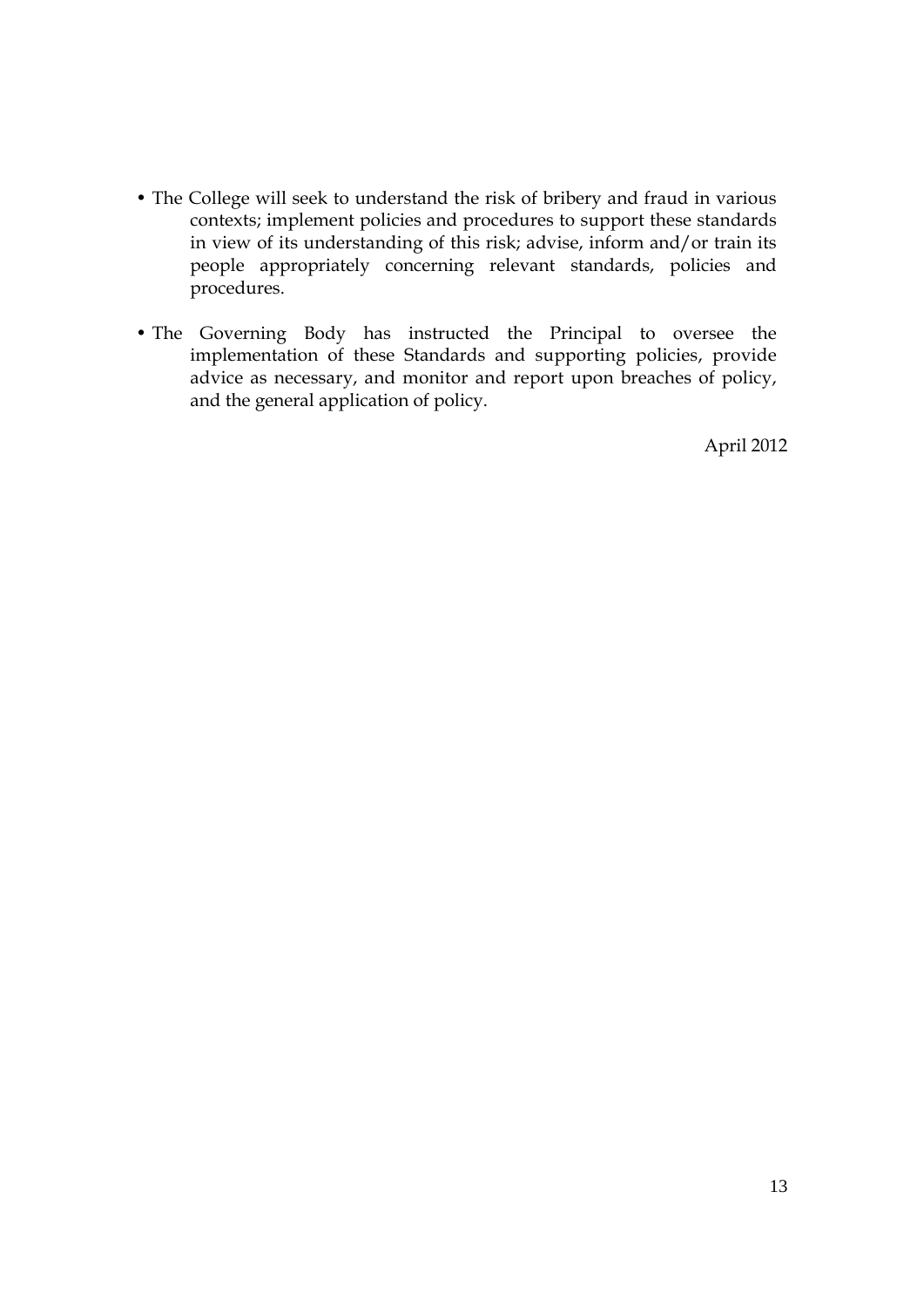- The College will seek to understand the risk of bribery and fraud in various contexts; implement policies and procedures to support these standards in view of its understanding of this risk; advise, inform and/or train its people appropriately concerning relevant standards, policies and procedures.

- The Governing Body has instructed the Principal to oversee the implementation of these Standards and supporting policies, provide advice as necessary, and monitor and report upon breaches of policy, and the general application of policy.

April 2012